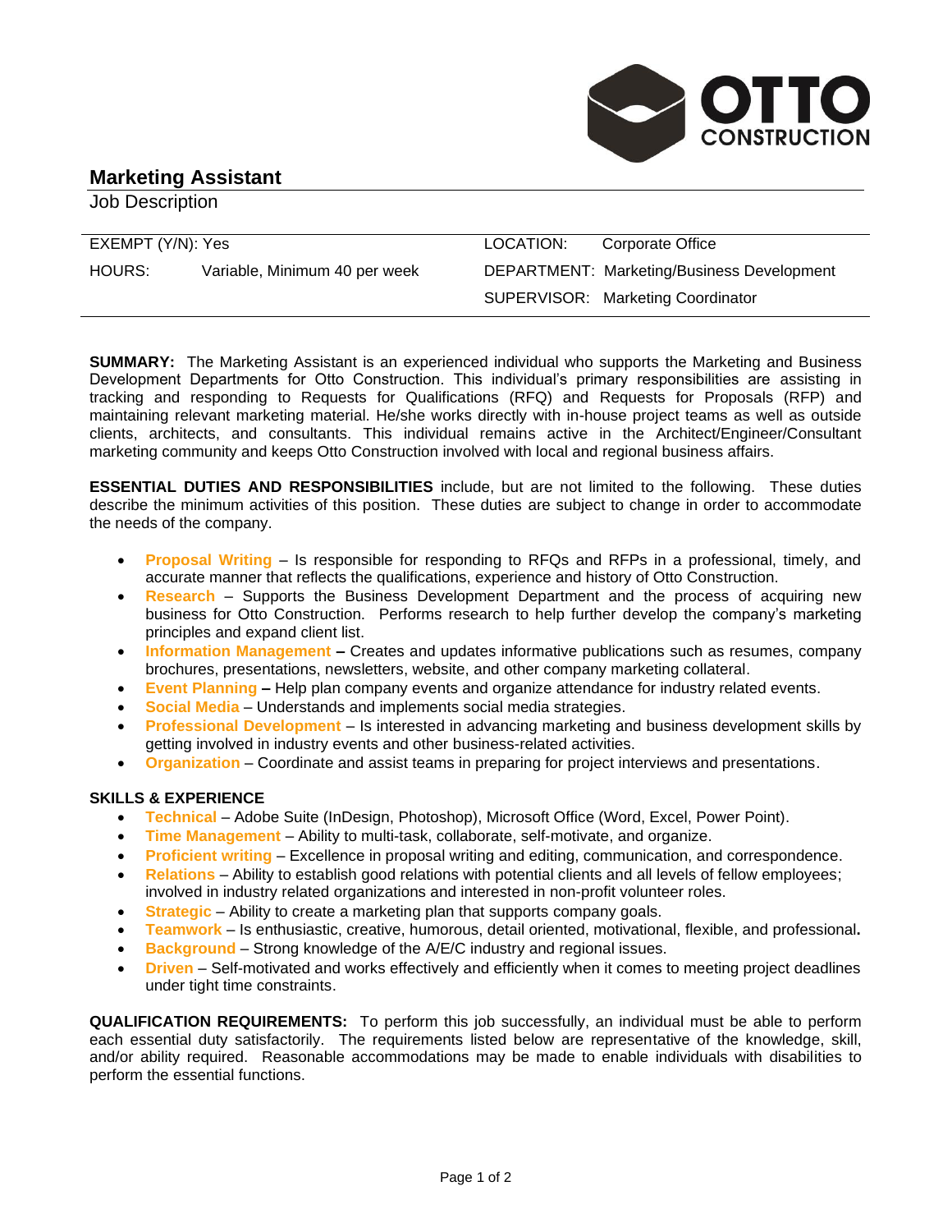# Marketing Assistant

Job Description

| EXEMPT (Y/N): Yes | | LOCATION: | Corporate Office |
|---|---|---|---|
| HOURS: | Variable, Minimum 40 per week | DEPARTMENT: | Marketing/Business Development |
| | | SUPERVISOR: | Marketing Coordinator |

**SUMMARY:** The Marketing Assistant is an experienced individual who supports the Marketing and Business Development Departments for Otto Construction. This individual's primary responsibilities are assisting in tracking and responding to Requests for Qualifications (RFQ) and Requests for Proposals (RFP) and maintaining relevant marketing material. He/she works directly with in-house project teams as well as outside clients, architects, and consultants. This individual remains active in the Architect/Engineer/Consultant marketing community and keeps Otto Construction involved with local and regional business affairs.

**ESSENTIAL DUTIES AND RESPONSIBILITIES** include, but are not limited to the following. These duties describe the minimum activities of this position. These duties are subject to change in order to accommodate the needs of the company.

- **Proposal Writing** – Is responsible for responding to RFQs and RFPs in a professional, timely, and accurate manner that reflects the qualifications, experience and history of Otto Construction.
- **Research** – Supports the Business Development Department and the process of acquiring new business for Otto Construction. Performs research to help further develop the company's marketing principles and expand client list.
- **Information Management** – Creates and updates informative publications such as resumes, company brochures, presentations, newsletters, website, and other company marketing collateral.
- **Event Planning** – Help plan company events and organize attendance for industry related events.
- **Social Media** – Understands and implements social media strategies.
- **Professional Development** – Is interested in advancing marketing and business development skills by getting involved in industry events and other business-related activities.
- **Organization** – Coordinate and assist teams in preparing for project interviews and presentations.

**SKILLS & EXPERIENCE**

- **Technical** – Adobe Suite (InDesign, Photoshop), Microsoft Office (Word, Excel, Power Point).
- **Time Management** – Ability to multi-task, collaborate, self-motivate, and organize.
- **Proficient writing** – Excellence in proposal writing and editing, communication, and correspondence.
- **Relations** – Ability to establish good relations with potential clients and all levels of fellow employees; involved in industry related organizations and interested in non-profit volunteer roles.
- **Strategic** – Ability to create a marketing plan that supports company goals.
- **Teamwork** – Is enthusiastic, creative, humorous, detail oriented, motivational, flexible, and professional.
- **Background** – Strong knowledge of the A/E/C industry and regional issues.
- **Driven** – Self-motivated and works effectively and efficiently when it comes to meeting project deadlines under tight time constraints.

**QUALIFICATION REQUIREMENTS:** To perform this job successfully, an individual must be able to perform each essential duty satisfactorily. The requirements listed below are representative of the knowledge, skill, and/or ability required. Reasonable accommodations may be made to enable individuals with disabilities to perform the essential functions.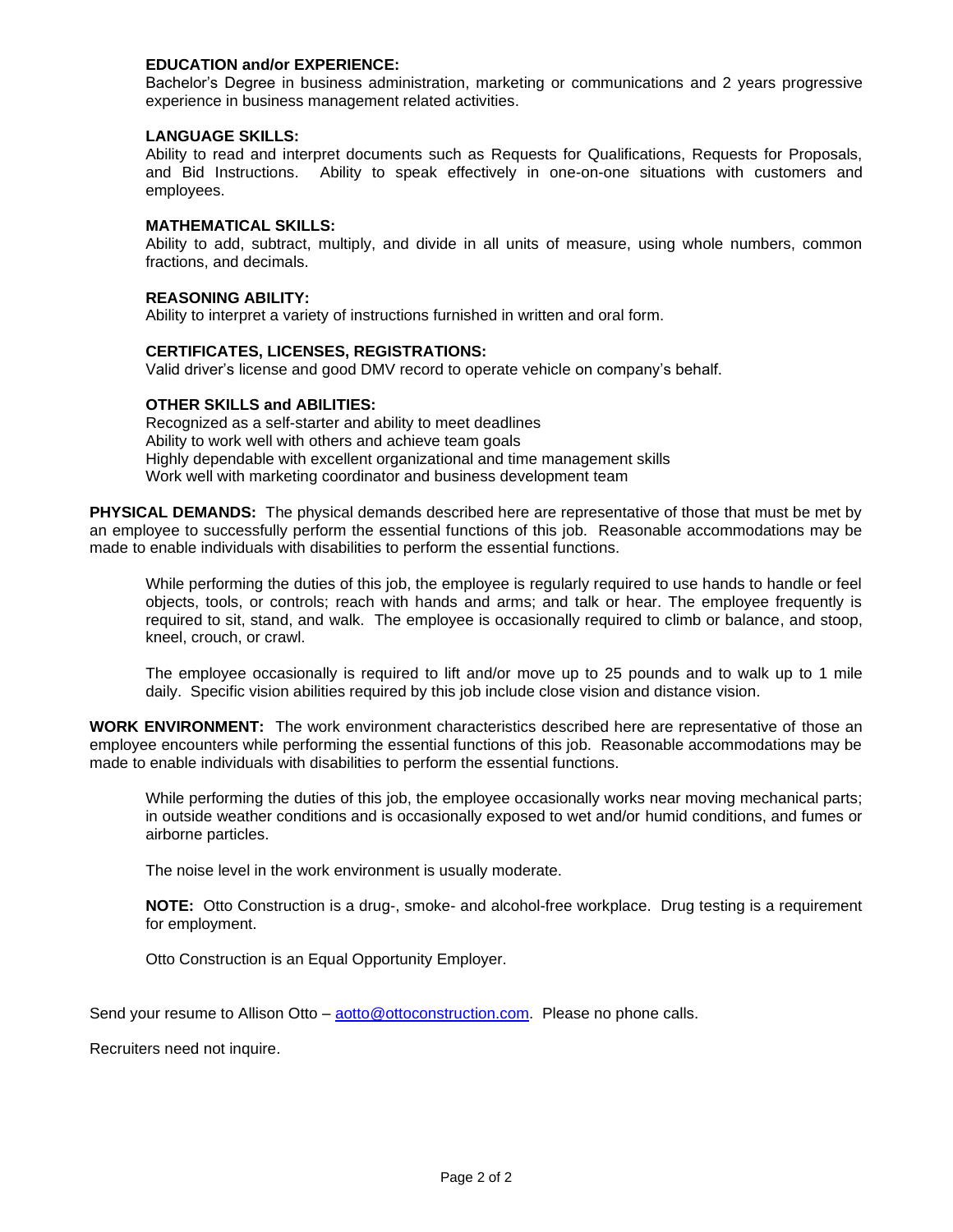**EDUCATION and/or EXPERIENCE:**

Bachelor's Degree in business administration, marketing or communications and 2 years progressive experience in business management related activities.

**LANGUAGE SKILLS:**

Ability to read and interpret documents such as Requests for Qualifications, Requests for Proposals, and Bid Instructions. Ability to speak effectively in one-on-one situations with customers and employees.

**MATHEMATICAL SKILLS:**

Ability to add, subtract, multiply, and divide in all units of measure, using whole numbers, common fractions, and decimals.

**REASONING ABILITY:**

Ability to interpret a variety of instructions furnished in written and oral form.

**CERTIFICATES, LICENSES, REGISTRATIONS:**

Valid driver's license and good DMV record to operate vehicle on company's behalf.

**OTHER SKILLS and ABILITIES:**

Recognized as a self-starter and ability to meet deadlines
Ability to work well with others and achieve team goals
Highly dependable with excellent organizational and time management skills
Work well with marketing coordinator and business development team

**PHYSICAL DEMANDS:** The physical demands described here are representative of those that must be met by an employee to successfully perform the essential functions of this job. Reasonable accommodations may be made to enable individuals with disabilities to perform the essential functions.

While performing the duties of this job, the employee is regularly required to use hands to handle or feel objects, tools, or controls; reach with hands and arms; and talk or hear. The employee frequently is required to sit, stand, and walk. The employee is occasionally required to climb or balance, and stoop, kneel, crouch, or crawl.

The employee occasionally is required to lift and/or move up to 25 pounds and to walk up to 1 mile daily. Specific vision abilities required by this job include close vision and distance vision.

**WORK ENVIRONMENT:** The work environment characteristics described here are representative of those an employee encounters while performing the essential functions of this job. Reasonable accommodations may be made to enable individuals with disabilities to perform the essential functions.

While performing the duties of this job, the employee occasionally works near moving mechanical parts; in outside weather conditions and is occasionally exposed to wet and/or humid conditions, and fumes or airborne particles.

The noise level in the work environment is usually moderate.

**NOTE:** Otto Construction is a drug-, smoke- and alcohol-free workplace. Drug testing is a requirement for employment.

Otto Construction is an Equal Opportunity Employer.

Send your resume to Allison Otto – aotto@ottoconstruction.com. Please no phone calls.

Recruiters need not inquire.